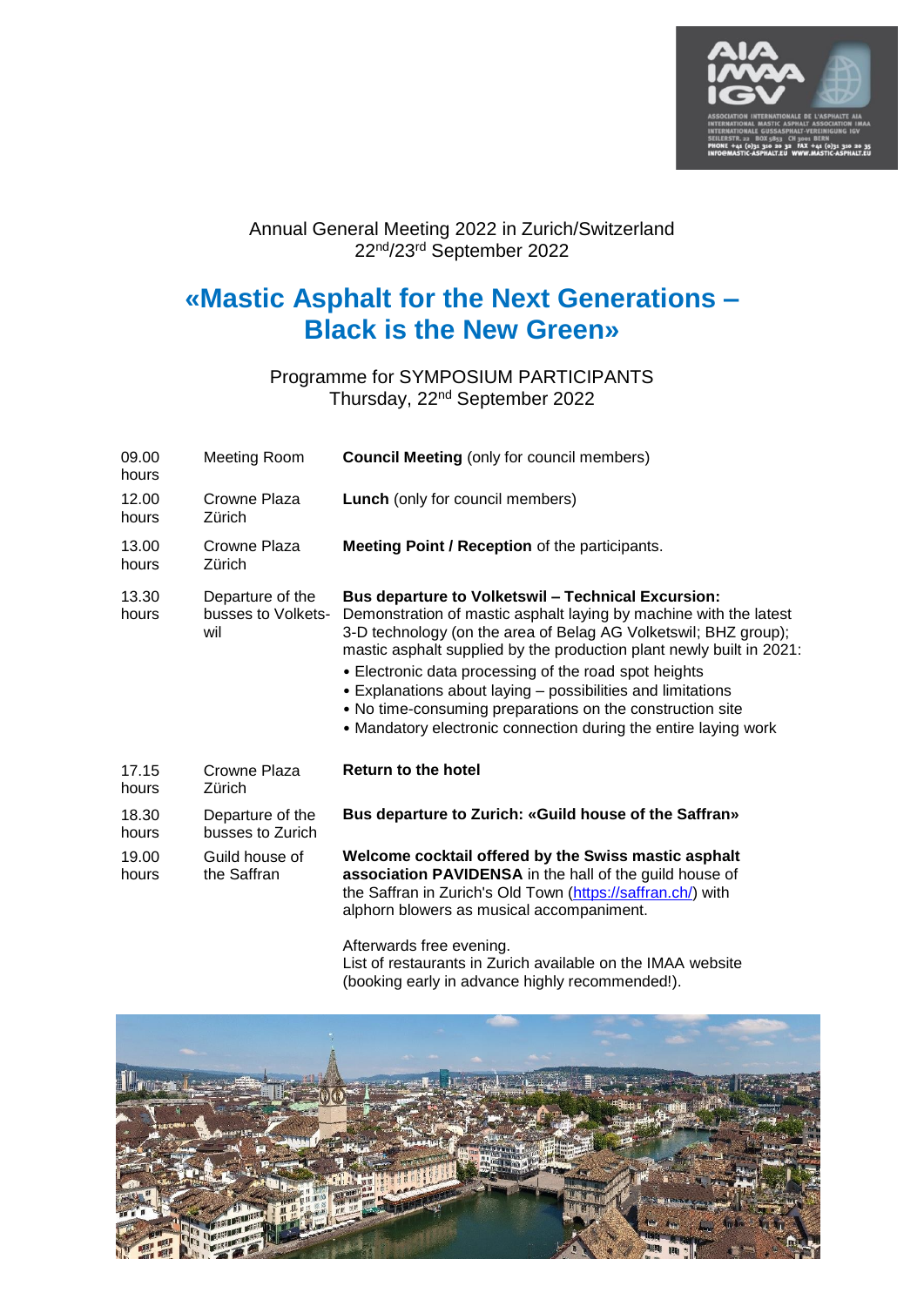Annual General Meeting 2022 in Zurich/Switzerland
22nd/23rd September 2022

# «Mastic Asphalt for the Next Generations – Black is the New Green»

Programme for SYMPOSIUM PARTICIPANTS
Thursday, 22nd September 2022

| | | |
|---|---|---|
| 09.00 hours | Meeting Room | **Council Meeting** (only for council members) |
| 12.00 hours | Crowne Plaza Zürich | **Lunch** (only for council members) |
| 13.00 hours | Crowne Plaza Zürich | **Meeting Point / Reception** of the participants. |
| 13.30 hours | Departure of the busses to Volketswil | **Bus departure to Volketswil – Technical Excursion:** Demonstration of mastic asphalt laying by machine with the latest 3-D technology (on the area of Belag AG Volketswil; BHZ group); mastic asphalt supplied by the production plant newly built in 2021: • Electronic data processing of the road spot heights • Explanations about laying – possibilities and limitations • No time-consuming preparations on the construction site • Mandatory electronic connection during the entire laying work |
| 17.15 hours | Crowne Plaza Zürich | **Return to the hotel** |
| 18.30 hours | Departure of the busses to Zurich | **Bus departure to Zurich: «Guild house of the Saffran»** |
| 19.00 hours | Guild house of the Saffran | **Welcome cocktail offered by the Swiss mastic asphalt association PAVIDENSA** in the hall of the guild house of the Saffran in Zurich's Old Town (https://saffran.ch/) with alphorn blowers as musical accompaniment. Afterwards free evening. List of restaurants in Zurich available on the IMAA website (booking early in advance highly recommended!). |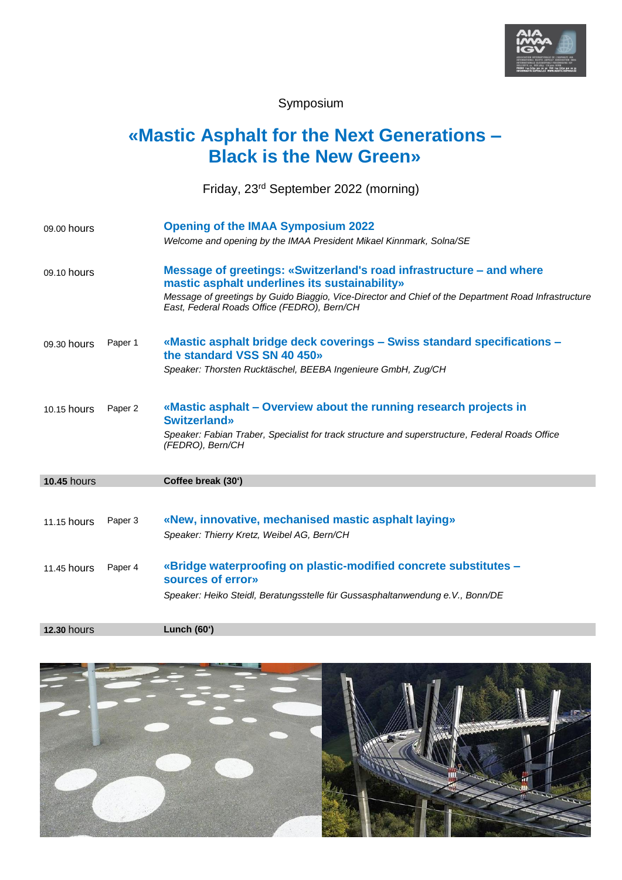Symposium

# «Mastic Asphalt for the Next Generations – Black is the New Green»

Friday, 23rd September 2022 (morning)

| | | |
|---|---|---|
| 09.00 hours | | **Opening of the IMAA Symposium 2022**<br>*Welcome and opening by the IMAA President Mikael Kinnmark, Solna/SE* |
| 09.10 hours | | **Message of greetings: «Switzerland's road infrastructure – and where mastic asphalt underlines its sustainability»**<br>*Message of greetings by Guido Biaggio, Vice-Director and Chief of the Department Road Infrastructure East, Federal Roads Office (FEDRO), Bern/CH* |
| 09.30 hours | Paper 1 | **«Mastic asphalt bridge deck coverings – Swiss standard specifications – the standard VSS SN 40 450»**<br>*Speaker: Thorsten Rucktäschel, BEEBA Ingenieure GmbH, Zug/CH* |
| 10.15 hours | Paper 2 | **«Mastic asphalt – Overview about the running research projects in Switzerland»**<br>*Speaker: Fabian Traber, Specialist for track structure and superstructure, Federal Roads Office (FEDRO), Bern/CH* |
| **10.45** hours | | **Coffee break (30')** |
| 11.15 hours | Paper 3 | **«New, innovative, mechanised mastic asphalt laying»**<br>*Speaker: Thierry Kretz, Weibel AG, Bern/CH* |
| 11.45 hours | Paper 4 | **«Bridge waterproofing on plastic-modified concrete substitutes – sources of error»**<br>*Speaker: Heiko Steidl, Beratungsstelle für Gussasphaltanwendung e.V., Bonn/DE* |
| **12.30** hours | | **Lunch (60')** |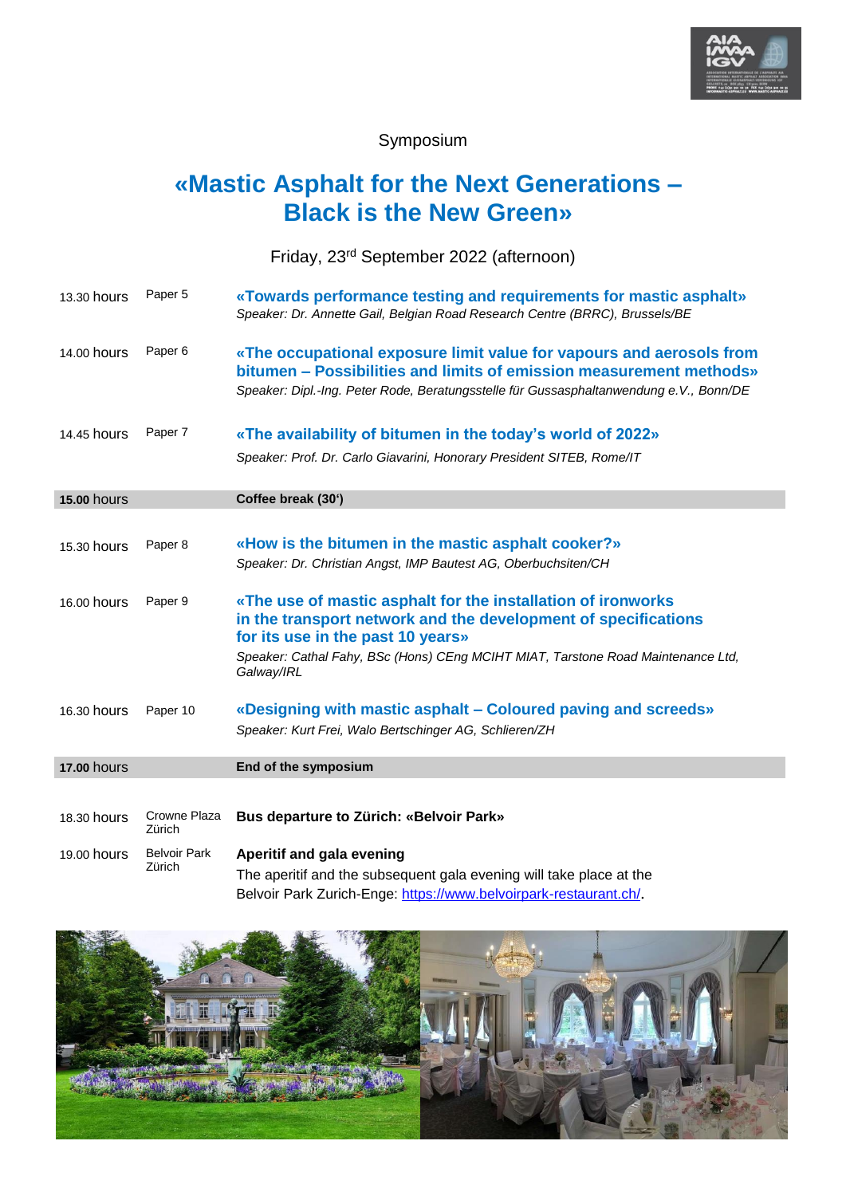Symposium

# «Mastic Asphalt for the Next Generations – Black is the New Green»

Friday, 23rd September 2022 (afternoon)

| | | |
|---|---|---|
| 13.30 hours | Paper 5 | **«Towards performance testing and requirements for mastic asphalt»**<br>*Speaker: Dr. Annette Gail, Belgian Road Research Centre (BRRC), Brussels/BE* |
| 14.00 hours | Paper 6 | **«The occupational exposure limit value for vapours and aerosols from bitumen – Possibilities and limits of emission measurement methods»**<br>*Speaker: Dipl.-Ing. Peter Rode, Beratungsstelle für Gussasphaltanwendung e.V., Bonn/DE* |
| 14.45 hours | Paper 7 | **«The availability of bitumen in the today's world of 2022»**<br>*Speaker: Prof. Dr. Carlo Giavarini, Honorary President SITEB, Rome/IT* |
| **15.00** hours | | **Coffee break (30')** |
| 15.30 hours | Paper 8 | **«How is the bitumen in the mastic asphalt cooker?»**<br>*Speaker: Dr. Christian Angst, IMP Bautest AG, Oberbuchsiten/CH* |
| 16.00 hours | Paper 9 | **«The use of mastic asphalt for the installation of ironworks in the transport network and the development of specifications for its use in the past 10 years»**<br>*Speaker: Cathal Fahy, BSc (Hons) CEng MCIHT MIAT, Tarstone Road Maintenance Ltd, Galway/IRL* |
| 16.30 hours | Paper 10 | **«Designing with mastic asphalt – Coloured paving and screeds»**<br>*Speaker: Kurt Frei, Walo Bertschinger AG, Schlieren/ZH* |
| **17.00** hours | | **End of the symposium** |
| 18.30 hours | Crowne Plaza Zürich | **Bus departure to Zürich: «Belvoir Park»** |
| 19.00 hours | Belvoir Park Zürich | **Aperitif and gala evening**<br>The aperitif and the subsequent gala evening will take place at the Belvoir Park Zurich-Enge: https://www.belvoirpark-restaurant.ch/. |